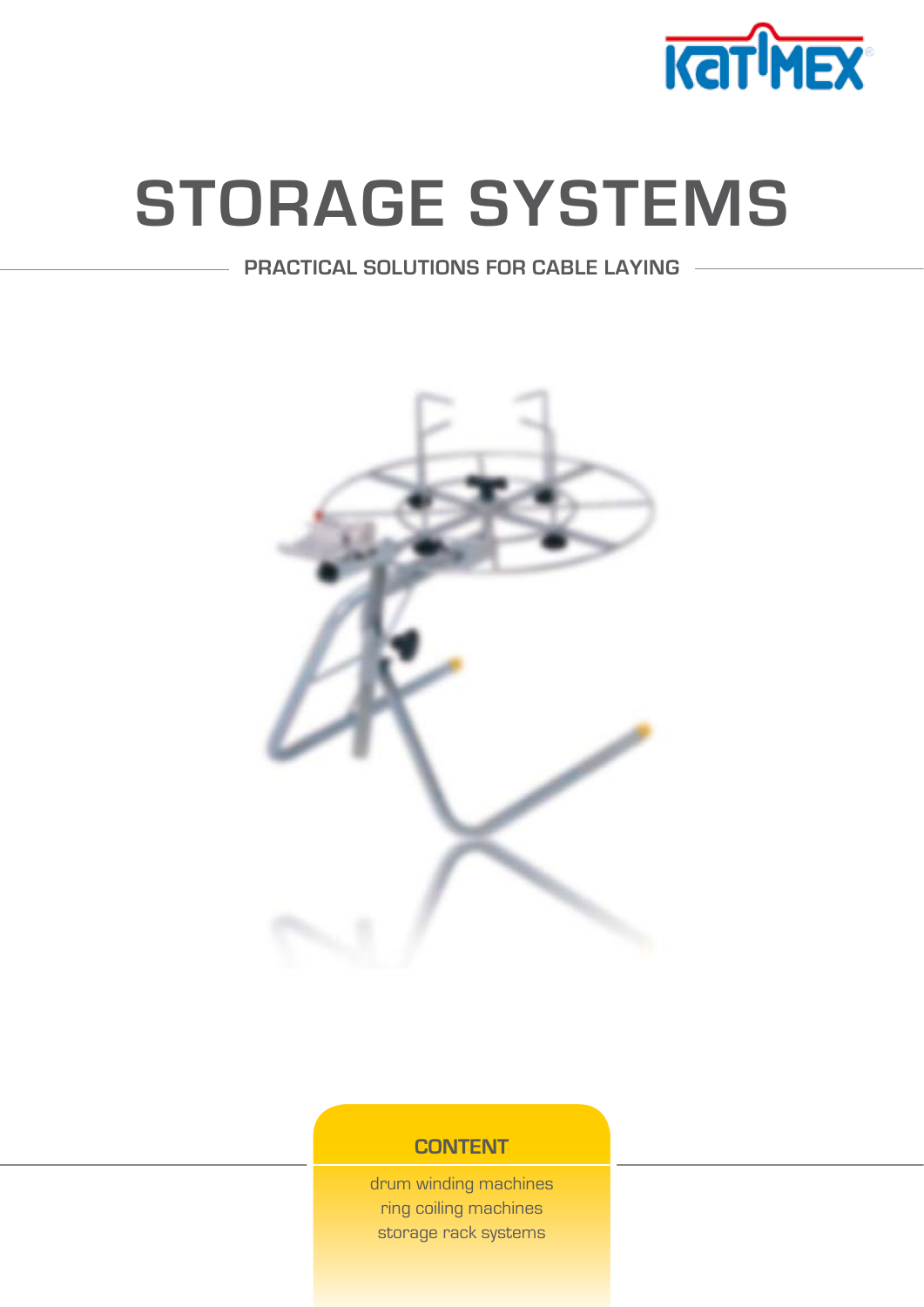KATIMEX

# STORAGE SYSTEMS

## PRACTICAL SOLUTIONS FOR CABLE LAYING

### CONTENT

drum winding machines
ring coiling machines
storage rack systems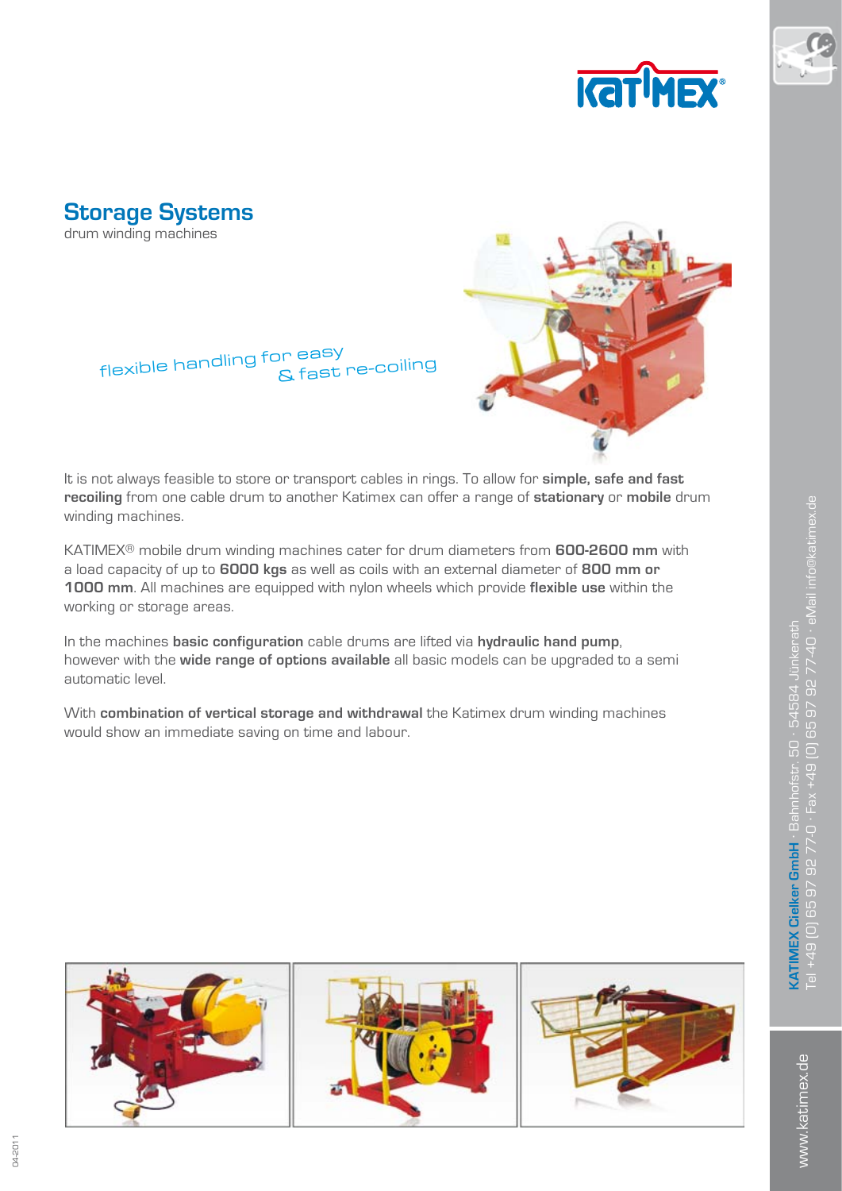## Storage Systems

drum winding machines

flexible handling for easy & fast re-coiling

It is not always feasible to store or transport cables in rings. To allow for **simple, safe and fast recoiling** from one cable drum to another Katimex can offer a range of **stationary** or **mobile** drum winding machines.

KATIMEX® mobile drum winding machines cater for drum diameters from **600-2600 mm** with a load capacity of up to **6000 kgs** as well as coils with an external diameter of **800 mm or 1000 mm**. All machines are equipped with nylon wheels which provide **flexible use** within the working or storage areas.

In the machines **basic configuration** cable drums are lifted via **hydraulic hand pump**, however with the **wide range of options available** all basic models can be upgraded to a semi automatic level.

With **combination of vertical storage and withdrawal** the Katimex drum winding machines would show an immediate saving on time and labour.

**KATIMEX Cielker GmbH** · Bahnhofstr. 50 · 54584 Jünkerath
Tel +49 (0) 65 97 92 77-0 · Fax +49 (0) 65 97 92 77-40 · eMail info@katimex.de

www.katimex.de

04-2011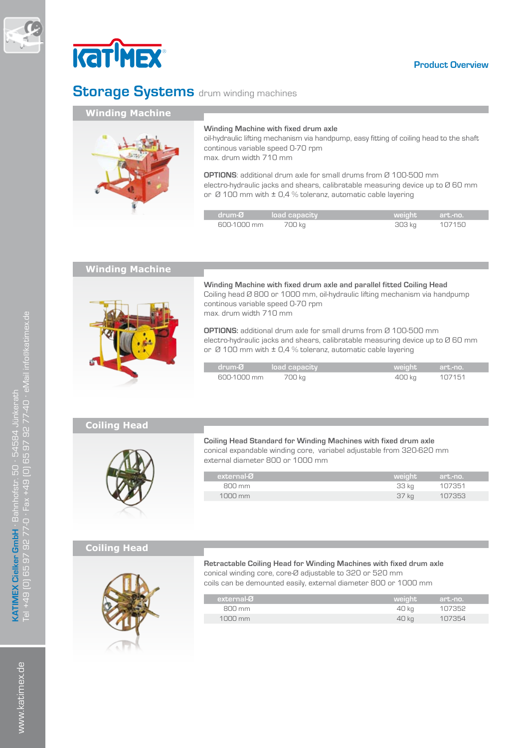**Product Overview**

# Storage Systems drum winding machines

## Winding Machine

**Winding Machine with fixed drum axle**
oil-hydraulic lifting mechanism via handpump, easy fitting of coiling head to the shaft
continous variable speed 0-70 rpm
max. drum width 710 mm

**OPTIONS**: additional drum axle for small drums from Ø 100-500 mm
electro-hydraulic jacks and shears, calibratable measuring device up to Ø 60 mm
or Ø 100 mm with ± 0,4 % toleranz, automatic cable layering

| drum-Ø | load capacity | weight | art.-no. |
|---|---|---|---|
| 600-1000 mm | 700 kg | 303 kg | 107150 |

## Winding Machine

**Winding Machine with fixed drum axle and parallel fitted Coiling Head**
Coiling head Ø 800 or 1000 mm, oil-hydraulic lifting mechanism via handpump
continous variable speed 0-70 rpm
max. drum width 710 mm

**OPTIONS:** additional drum axle for small drums from Ø 100-500 mm
electro-hydraulic jacks and shears, calibratable measuring device up to Ø 60 mm
or Ø 100 mm with ± 0,4 % toleranz, automatic cable layering

| drum-Ø | load capacity | weight | art.-no. |
|---|---|---|---|
| 600-1000 mm | 700 kg | 400 kg | 107151 |

## Coiling Head

**Coiling Head Standard for Winding Machines with fixed drum axle**
conical expandable winding core, variabel adjustable from 320-620 mm
external diameter 800 or 1000 mm

| external-Ø | weight | art.-no. |
|---|---|---|
| 800 mm | 33 kg | 107351 |
| 1000 mm | 37 kg | 107353 |

## Coiling Head

**Retractable Coiling Head for Winding Machines with fixed drum axle**
conical winding core, core-Ø adjustable to 320 or 520 mm
coils can be demounted easily, external diameter 800 or 1000 mm

| external-Ø | weight | art.-no. |
|---|---|---|
| 800 mm | 40 kg | 107352 |
| 1000 mm | 40 kg | 107354 |

**KATIMEX Cielker GmbH** · Bahnhofstr. 50 · 54584 Jünkerath
Tel +49 (0) 65 97 92 77-0 · Fax +49 (0) 65 97 92 77-40 · eMail info@katimex.de

www.katimex.de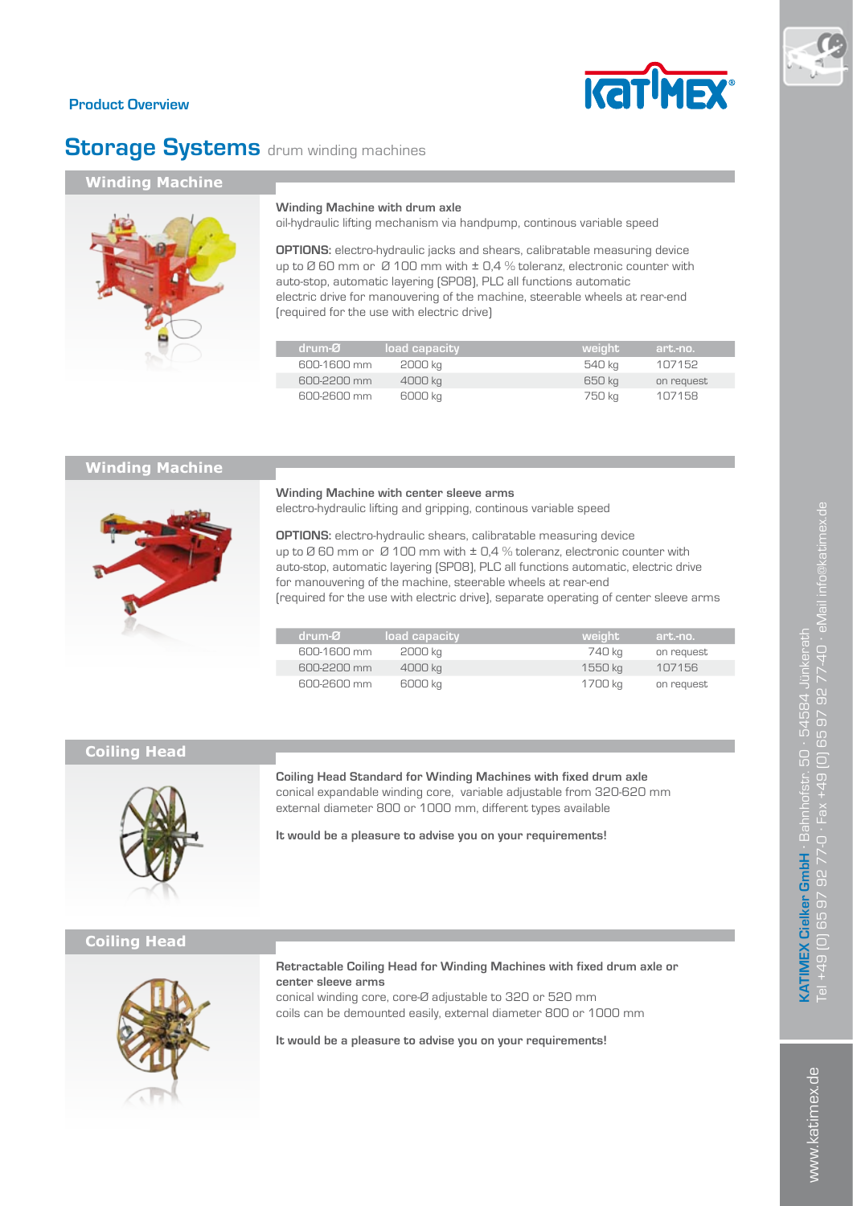Product Overview

# Storage Systems drum winding machines

## Winding Machine

**Winding Machine with drum axle**
oil-hydraulic lifting mechanism via handpump, continous variable speed

**OPTIONS:** electro-hydraulic jacks and shears, calibratable measuring device up to Ø 60 mm or Ø 100 mm with ± 0,4 % toleranz, electronic counter with auto-stop, automatic layering (SP08), PLC all functions automatic electric drive for manouvering of the machine, steerable wheels at rear-end (required for the use with electric drive)

| drum-Ø | load capacity | weight | art.-no. |
|---|---|---|---|
| 600-1600 mm | 2000 kg | 540 kg | 107152 |
| 600-2200 mm | 4000 kg | 650 kg | on request |
| 600-2600 mm | 6000 kg | 750 kg | 107158 |

## Winding Machine

**Winding Machine with center sleeve arms**
electro-hydraulic lifting and gripping, continous variable speed

**OPTIONS:** electro-hydraulic shears, calibratable measuring device up to Ø 60 mm or Ø 100 mm with ± 0,4 % toleranz, electronic counter with auto-stop, automatic layering (SP08), PLC all functions automatic, electric drive for manouvering of the machine, steerable wheels at rear-end (required for the use with electric drive), separate operating of center sleeve arms

| drum-Ø | load capacity | weight | art.-no. |
|---|---|---|---|
| 600-1600 mm | 2000 kg | 740 kg | on request |
| 600-2200 mm | 4000 kg | 1550 kg | 107156 |
| 600-2600 mm | 6000 kg | 1700 kg | on request |

## Coiling Head

**Coiling Head Standard for Winding Machines with fixed drum axle**
conical expandable winding core, variable adjustable from 320-620 mm external diameter 800 or 1000 mm, different types available

**It would be a pleasure to advise you on your requirements!**

## Coiling Head

**Retractable Coiling Head for Winding Machines with fixed drum axle or center sleeve arms**
conical winding core, core-Ø adjustable to 320 or 520 mm
coils can be demounted easily, external diameter 800 or 1000 mm

**It would be a pleasure to advise you on your requirements!**

**KATIMEX Cielker GmbH** · Bahnhofstr. 50 · 54584 Jünkerath
Tel +49 (0) 65 97 92 77-0 · Fax +49 (0) 65 97 92 77-40 · eMail info@katimex.de

www.katimex.de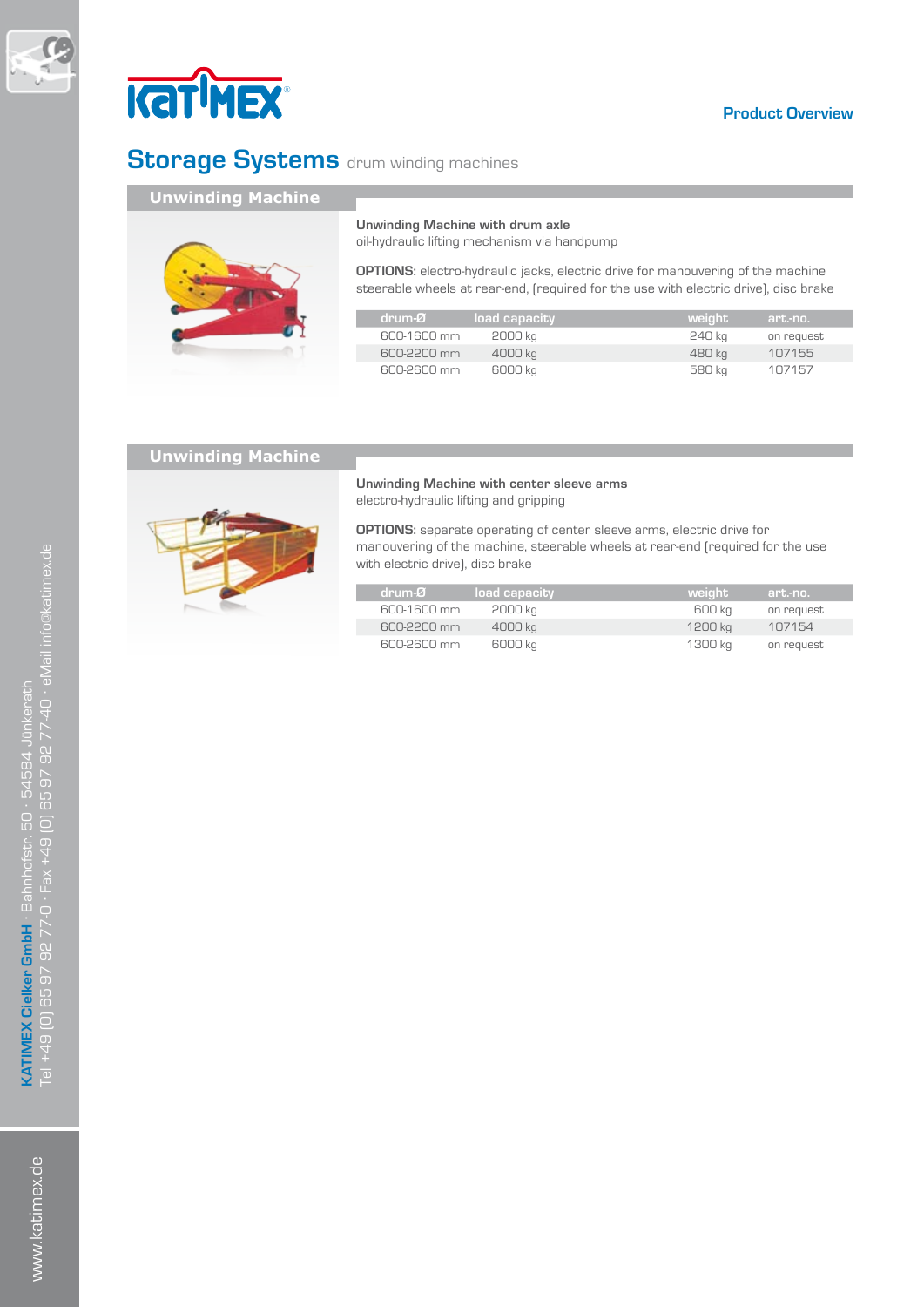**Product Overview**

# Storage Systems drum winding machines

## Unwinding Machine

**Unwinding Machine with drum axle**
oil-hydraulic lifting mechanism via handpump

**OPTIONS:** electro-hydraulic jacks, electric drive for manouvering of the machine steerable wheels at rear-end, (required for the use with electric drive), disc brake

| drum-Ø | load capacity | weight | art.-no. |
|---|---|---|---|
| 600-1600 mm | 2000 kg | 240 kg | on request |
| 600-2200 mm | 4000 kg | 480 kg | 107155 |
| 600-2600 mm | 6000 kg | 580 kg | 107157 |

## Unwinding Machine

**Unwinding Machine with center sleeve arms**
electro-hydraulic lifting and gripping

**OPTIONS:** separate operating of center sleeve arms, electric drive for manouvering of the machine, steerable wheels at rear-end (required for the use with electric drive), disc brake

| drum-Ø | load capacity | weight | art.-no. |
|---|---|---|---|
| 600-1600 mm | 2000 kg | 600 kg | on request |
| 600-2200 mm | 4000 kg | 1200 kg | 107154 |
| 600-2600 mm | 6000 kg | 1300 kg | on request |

**KATIMEX Cielker GmbH** · Bahnhofstr. 50 · 54584 Jünkerath
Tel +49 (0) 65 97 92 77-0 · Fax +49 (0) 65 97 92 77-40 · eMail info@katimex.de

www.katimex.de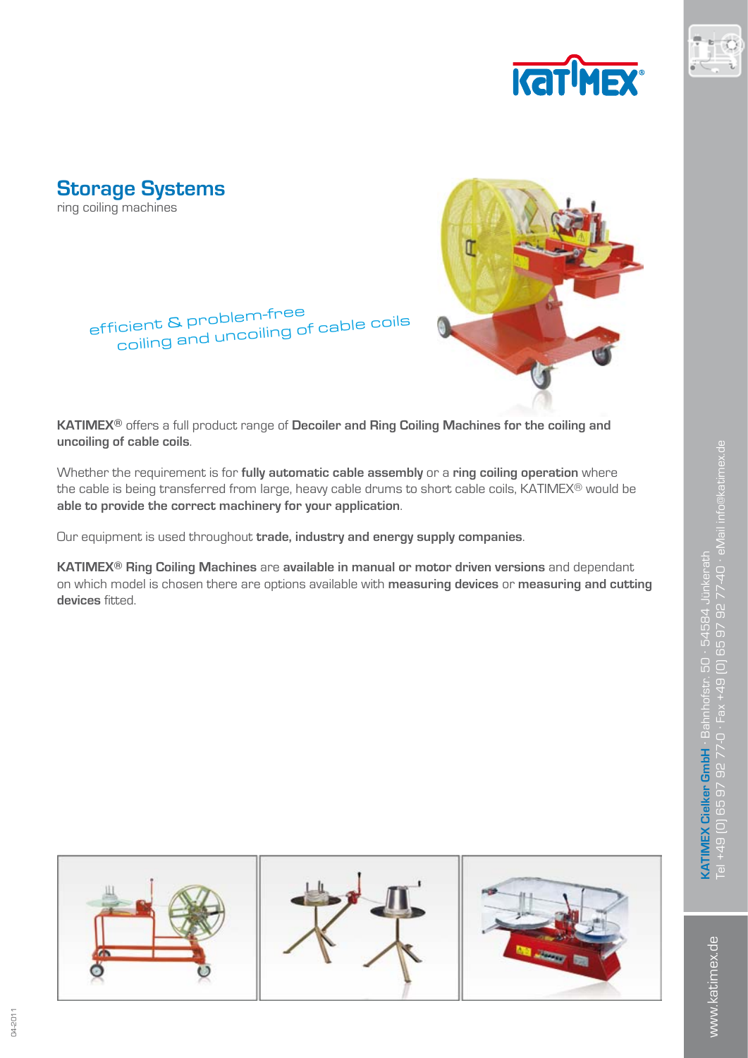## Storage Systems

ring coiling machines

efficient & problem-free coiling and uncoiling of cable coils

**KATIMEX®** offers a full product range of **Decoiler and Ring Coiling Machines for the coiling and uncoiling of cable coils**.

Whether the requirement is for **fully automatic cable assembly** or a **ring coiling operation** where the cable is being transferred from large, heavy cable drums to short cable coils, KATIMEX® would be **able to provide the correct machinery for your application**.

Our equipment is used throughout **trade, industry and energy supply companies**.

**KATIMEX® Ring Coiling Machines** are **available in manual or motor driven versions** and dependant on which model is chosen there are options available with **measuring devices** or **measuring and cutting devices** fitted.

**KATIMEX Cielker GmbH** · Bahnhofstr. 50 · 54584 Jünkerath
Tel +49 (0) 65 97 92 77-0 · Fax +49 (0) 65 97 92 77-40 · eMail info@katimex.de

www.katimex.de

04-2011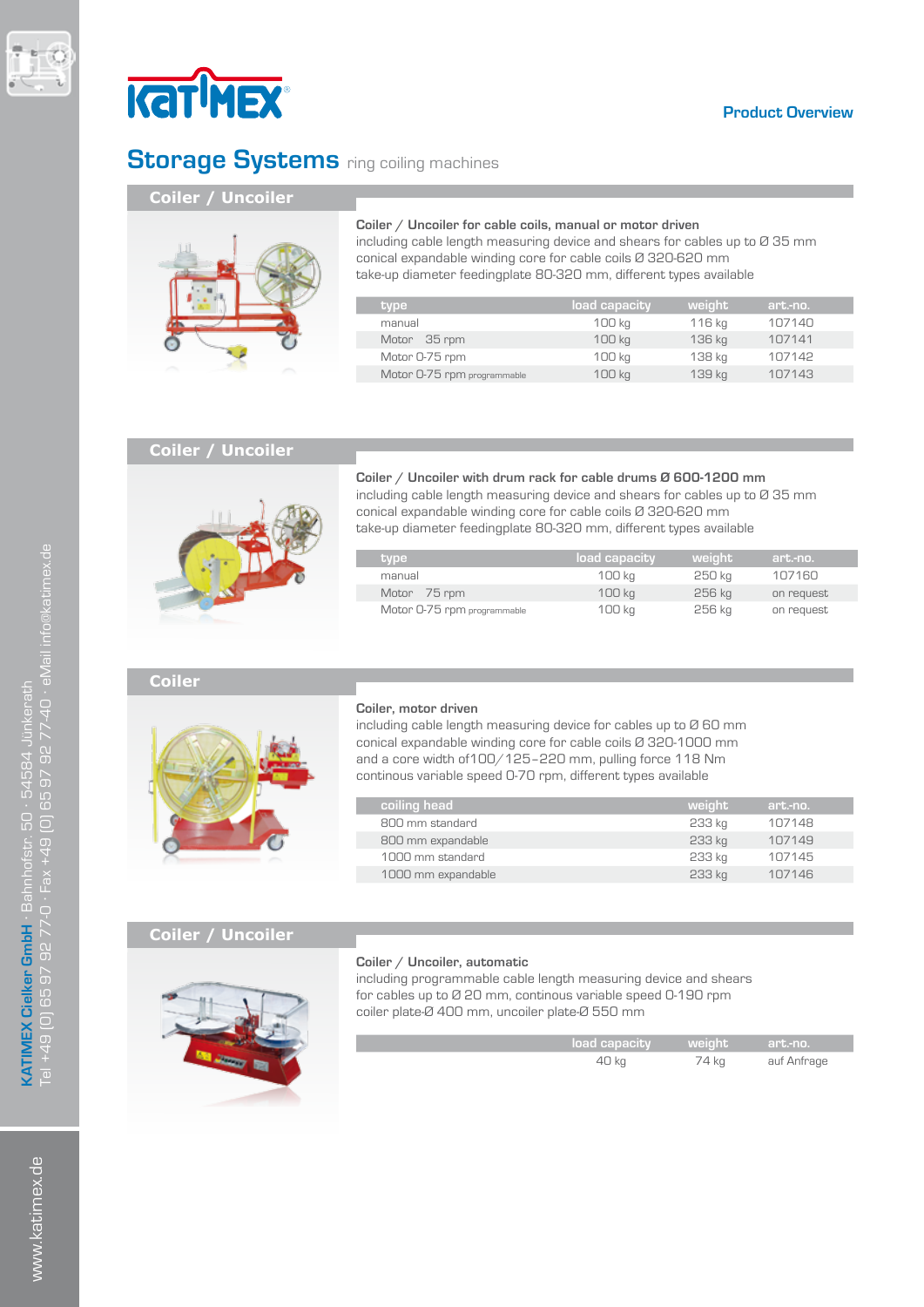Product Overview

# Storage Systems ring coiling machines

## Coiler / Uncoiler

**Coiler / Uncoiler for cable coils, manual or motor driven**
including cable length measuring device and shears for cables up to Ø 35 mm
conical expandable winding core for cable coils Ø 320-620 mm
take-up diameter feedingplate 80-320 mm, different types available

| type | load capacity | weight | art.-no. |
|---|---|---|---|
| manual | 100 kg | 116 kg | 107140 |
| Motor 35 rpm | 100 kg | 136 kg | 107141 |
| Motor 0-75 rpm | 100 kg | 138 kg | 107142 |
| Motor 0-75 rpm programmable | 100 kg | 139 kg | 107143 |

## Coiler / Uncoiler

**Coiler / Uncoiler with drum rack for cable drums Ø 600-1200 mm**
including cable length measuring device and shears for cables up to Ø 35 mm
conical expandable winding core for cable coils Ø 320-620 mm
take-up diameter feedingplate 80-320 mm, different types available

| type | load capacity | weight | art.-no. |
|---|---|---|---|
| manual | 100 kg | 250 kg | 107160 |
| Motor 75 rpm | 100 kg | 256 kg | on request |
| Motor 0-75 rpm programmable | 100 kg | 256 kg | on request |

## Coiler

**Coiler, motor driven**
including cable length measuring device for cables up to Ø 60 mm
conical expandable winding core for cable coils Ø 320-1000 mm
and a core width of100/125–220 mm, pulling force 118 Nm
continous variable speed 0-70 rpm, different types available

| coiling head | weight | art.-no. |
|---|---|---|
| 800 mm standard | 233 kg | 107148 |
| 800 mm expandable | 233 kg | 107149 |
| 1000 mm standard | 233 kg | 107145 |
| 1000 mm expandable | 233 kg | 107146 |

## Coiler / Uncoiler

**Coiler / Uncoiler, automatic**
including programmable cable length measuring device and shears
for cables up to Ø 20 mm, continous variable speed 0-190 rpm
coiler plate-Ø 400 mm, uncoiler plate-Ø 550 mm

| load capacity | weight | art.-no. |
|---|---|---|
| 40 kg | 74 kg | auf Anfrage |

KATIMEX Cielker GmbH · Bahnhofstr. 50 · 54584 Jünkerath
Tel +49 (0) 65 97 92 77-0 · Fax +49 (0) 65 97 92 77-40 · eMail info@katimex.de

www.katimex.de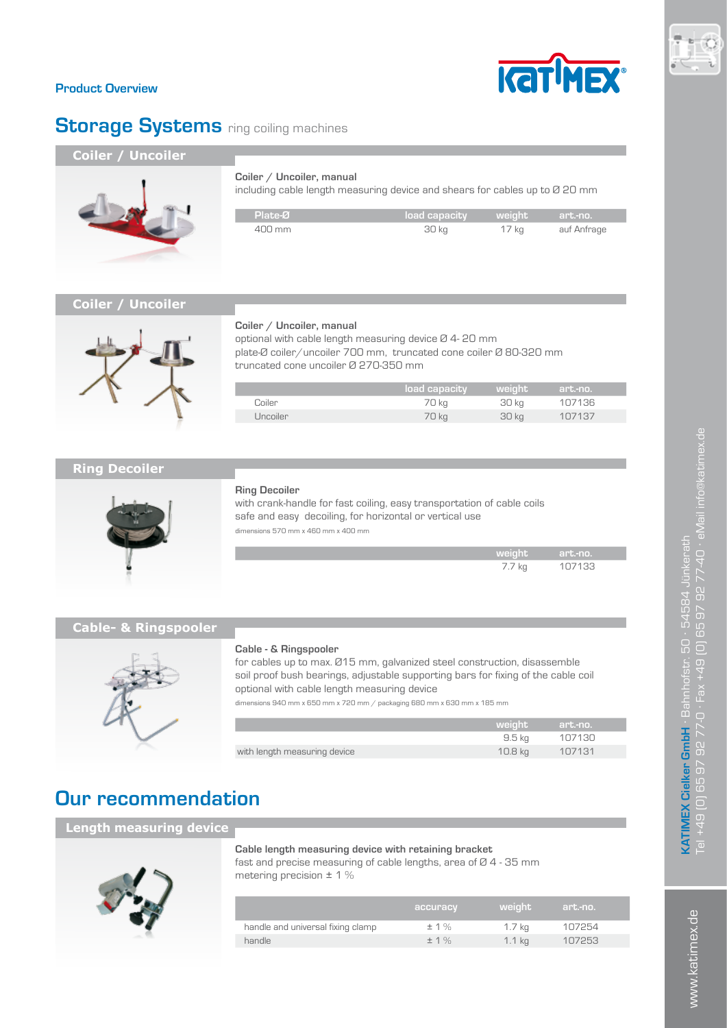Product Overview

# Storage Systems ring coiling machines

## Coiler / Uncoiler

**Coiler / Uncoiler, manual**
including cable length measuring device and shears for cables up to Ø 20 mm

| Plate-Ø | load capacity | weight | art.-no. |
|---|---|---|---|
| 400 mm | 30 kg | 17 kg | auf Anfrage |

## Coiler / Uncoiler

**Coiler / Uncoiler, manual**
optional with cable length measuring device Ø 4- 20 mm
plate-Ø coiler/uncoiler 700 mm, truncated cone coiler Ø 80-320 mm
truncated cone uncoiler Ø 270-350 mm

| | load capacity | weight | art.-no. |
|---|---|---|---|
| Coiler | 70 kg | 30 kg | 107136 |
| Uncoiler | 70 kg | 30 kg | 107137 |

## Ring Decoiler

**Ring Decoiler**
with crank-handle for fast coiling, easy transportation of cable coils
safe and easy decoiling, for horizontal or vertical use
dimensions 570 mm x 460 mm x 400 mm

| weight | art.-no. |
|---|---|
| 7.7 kg | 107133 |

## Cable- & Ringspooler

**Cable - & Ringspooler**
for cables up to max. Ø15 mm, galvanized steel construction, disassemble
soil proof bush bearings, adjustable supporting bars for fixing of the cable coil
optional with cable length measuring device
dimensions 940 mm x 650 mm x 720 mm / packaging 680 mm x 630 mm x 185 mm

| | weight | art.-no. |
|---|---|---|
| | 9.5 kg | 107130 |
| with length measuring device | 10.8 kg | 107131 |

# Our recommendation

## Length measuring device

**Cable length measuring device with retaining bracket**
fast and precise measuring of cable lengths, area of Ø 4 - 35 mm
metering precision ± 1 %

| | accuracy | weight | art.-no. |
|---|---|---|---|
| handle and universal fixing clamp | ± 1 % | 1.7 kg | 107254 |
| handle | ± 1 % | 1.1 kg | 107253 |

**KATIMEX Cielker GmbH** · Bahnhofstr. 50 · 54584 Jünkerath
Tel +49 (0) 65 97 92 77-0 · Fax +49 (0) 65 97 92 77-40 · eMail info@katimex.de

www.katimex.de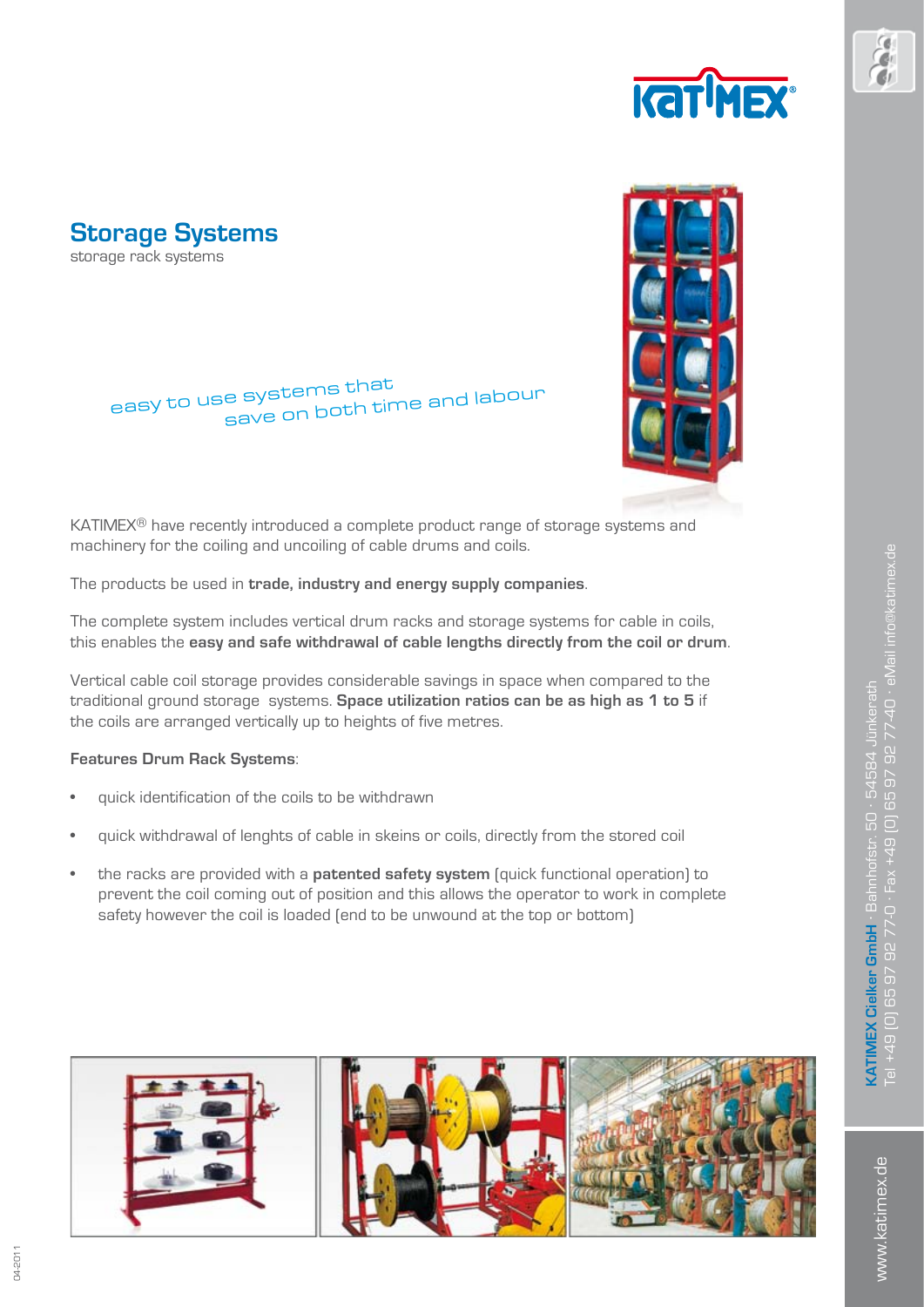# Storage Systems

storage rack systems

easy to use systems that save on both time and labour

KATIMEX® have recently introduced a complete product range of storage systems and machinery for the coiling and uncoiling of cable drums and coils.

The products be used in **trade, industry and energy supply companies**.

The complete system includes vertical drum racks and storage systems for cable in coils, this enables the **easy and safe withdrawal of cable lengths directly from the coil or drum**.

Vertical cable coil storage provides considerable savings in space when compared to the traditional ground storage systems. **Space utilization ratios can be as high as 1 to 5** if the coils are arranged vertically up to heights of five metres.

**Features Drum Rack Systems**:

- quick identification of the coils to be withdrawn
- quick withdrawal of lenghts of cable in skeins or coils, directly from the stored coil
- the racks are provided with a **patented safety system** (quick functional operation) to prevent the coil coming out of position and this allows the operator to work in complete safety however the coil is loaded (end to be unwound at the top or bottom)

**KATIMEX Cielker GmbH** · Bahnhofstr. 50 · 54584 Jünkerath
Tel +49 (0) 65 97 92 77-0 · Fax +49 (0) 65 97 92 77-40 · eMail info@katimex.de

www.katimex.de

04-2011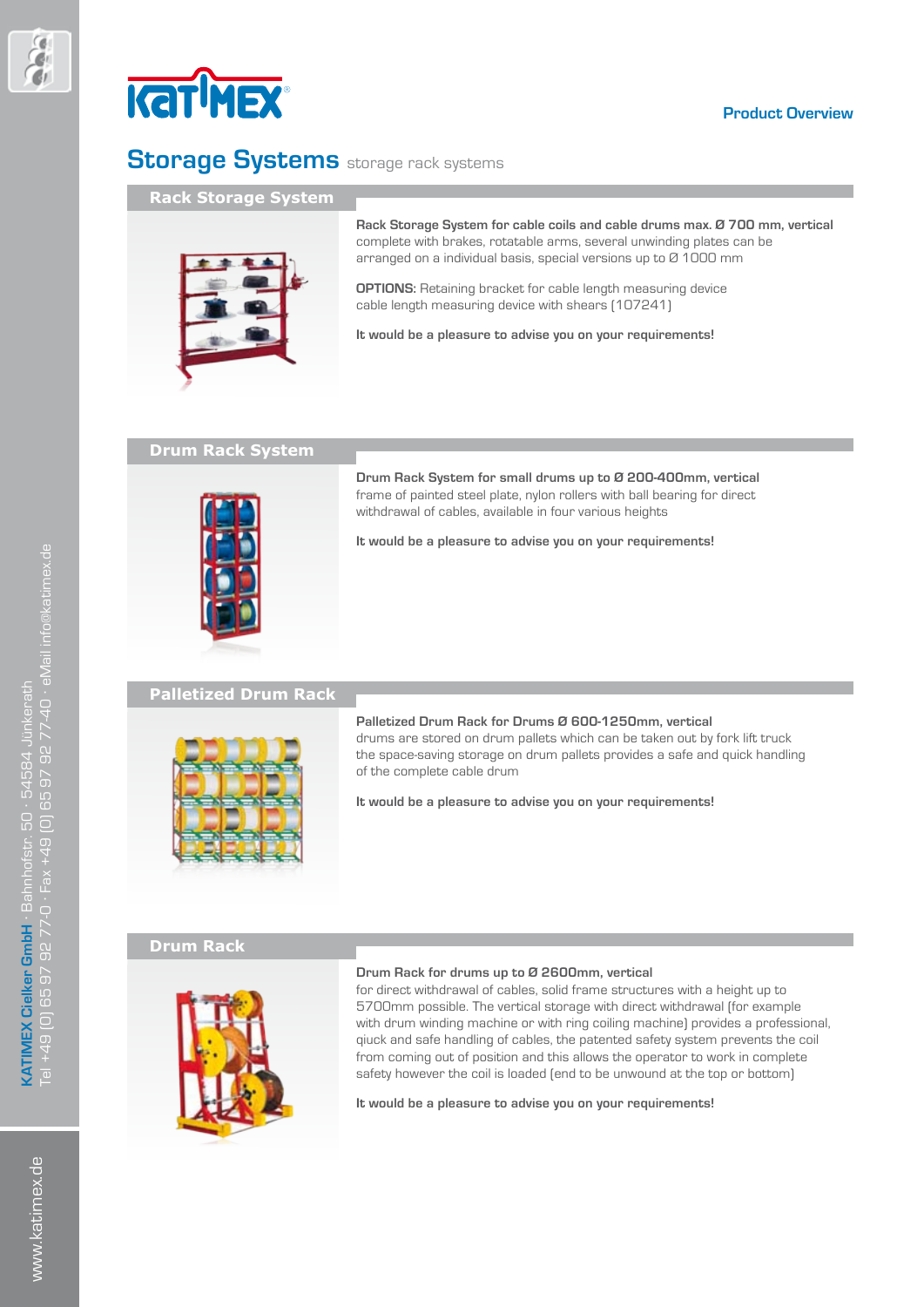Product Overview

# Storage Systems storage rack systems

## Rack Storage System

**Rack Storage System for cable coils and cable drums max. Ø 700 mm, vertical** complete with brakes, rotatable arms, several unwinding plates can be arranged on a individual basis, special versions up to Ø 1000 mm

**OPTIONS:** Retaining bracket for cable length measuring device cable length measuring device with shears (107241)

**It would be a pleasure to advise you on your requirements!**

## Drum Rack System

**Drum Rack System for small drums up to Ø 200-400mm, vertical** frame of painted steel plate, nylon rollers with ball bearing for direct withdrawal of cables, available in four various heights

**It would be a pleasure to advise you on your requirements!**

## Palletized Drum Rack

**Palletized Drum Rack for Drums Ø 600-1250mm, vertical** drums are stored on drum pallets which can be taken out by fork lift truck the space-saving storage on drum pallets provides a safe and quick handling of the complete cable drum

**It would be a pleasure to advise you on your requirements!**

## Drum Rack

**Drum Rack for drums up to Ø 2600mm, vertical** for direct withdrawal of cables, solid frame structures with a height up to 5700mm possible. The vertical storage with direct withdrawal (for example with drum winding machine or with ring coiling machine) provides a professional, qiuck and safe handling of cables, the patented safety system prevents the coil from coming out of position and this allows the operator to work in complete safety however the coil is loaded (end to be unwound at the top or bottom)

**It would be a pleasure to advise you on your requirements!**

**KATIMEX Cielker GmbH** · Bahnhofstr. 50 · 54584 Jünkerath
Tel +49 (0) 65 97 92 77-0 · Fax +49 (0) 65 97 92 77-40 · eMail info@katimex.de

www.katimex.de